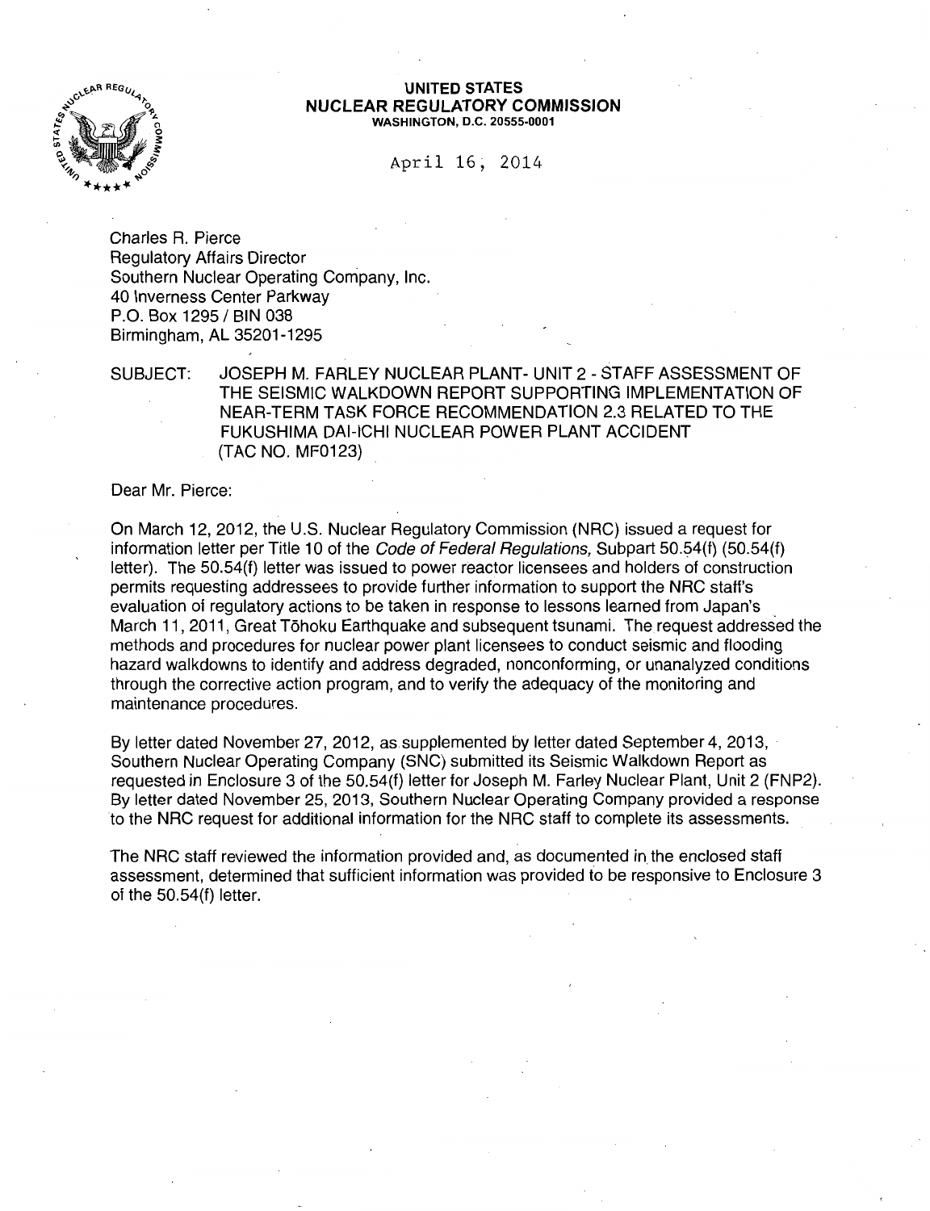**UNITED STATES**
**NUCLEAR REGULATORY COMMISSION**
**WASHINGTON, D.C. 20555-0001**

April 16, 2014

Charles R. Pierce
Regulatory Affairs Director
Southern Nuclear Operating Company, Inc.
40 Inverness Center Parkway
P.O. Box 1295 / BIN 038
Birmingham, AL 35201-1295

SUBJECT: JOSEPH M. FARLEY NUCLEAR PLANT- UNIT 2 - STAFF ASSESSMENT OF THE SEISMIC WALKDOWN REPORT SUPPORTING IMPLEMENTATION OF NEAR-TERM TASK FORCE RECOMMENDATION 2.3 RELATED TO THE FUKUSHIMA DAI-ICHI NUCLEAR POWER PLANT ACCIDENT (TAC NO. MF0123)

Dear Mr. Pierce:

On March 12, 2012, the U.S. Nuclear Regulatory Commission (NRC) issued a request for information letter per Title 10 of the *Code of Federal Regulations,* Subpart 50.54(f) (50.54(f) letter). The 50.54(f) letter was issued to power reactor licensees and holders of construction permits requesting addressees to provide further information to support the NRC staff's evaluation of regulatory actions to be taken in response to lessons learned from Japan's March 11, 2011, Great Tōhoku Earthquake and subsequent tsunami. The request addressed the methods and procedures for nuclear power plant licensees to conduct seismic and flooding hazard walkdowns to identify and address degraded, nonconforming, or unanalyzed conditions through the corrective action program, and to verify the adequacy of the monitoring and maintenance procedures.

By letter dated November 27, 2012, as supplemented by letter dated September 4, 2013, Southern Nuclear Operating Company (SNC) submitted its Seismic Walkdown Report as requested in Enclosure 3 of the 50.54(f) letter for Joseph M. Farley Nuclear Plant, Unit 2 (FNP2). By letter dated November 25, 2013, Southern Nuclear Operating Company provided a response to the NRC request for additional information for the NRC staff to complete its assessments.

The NRC staff reviewed the information provided and, as documented in the enclosed staff assessment, determined that sufficient information was provided to be responsive to Enclosure 3 of the 50.54(f) letter.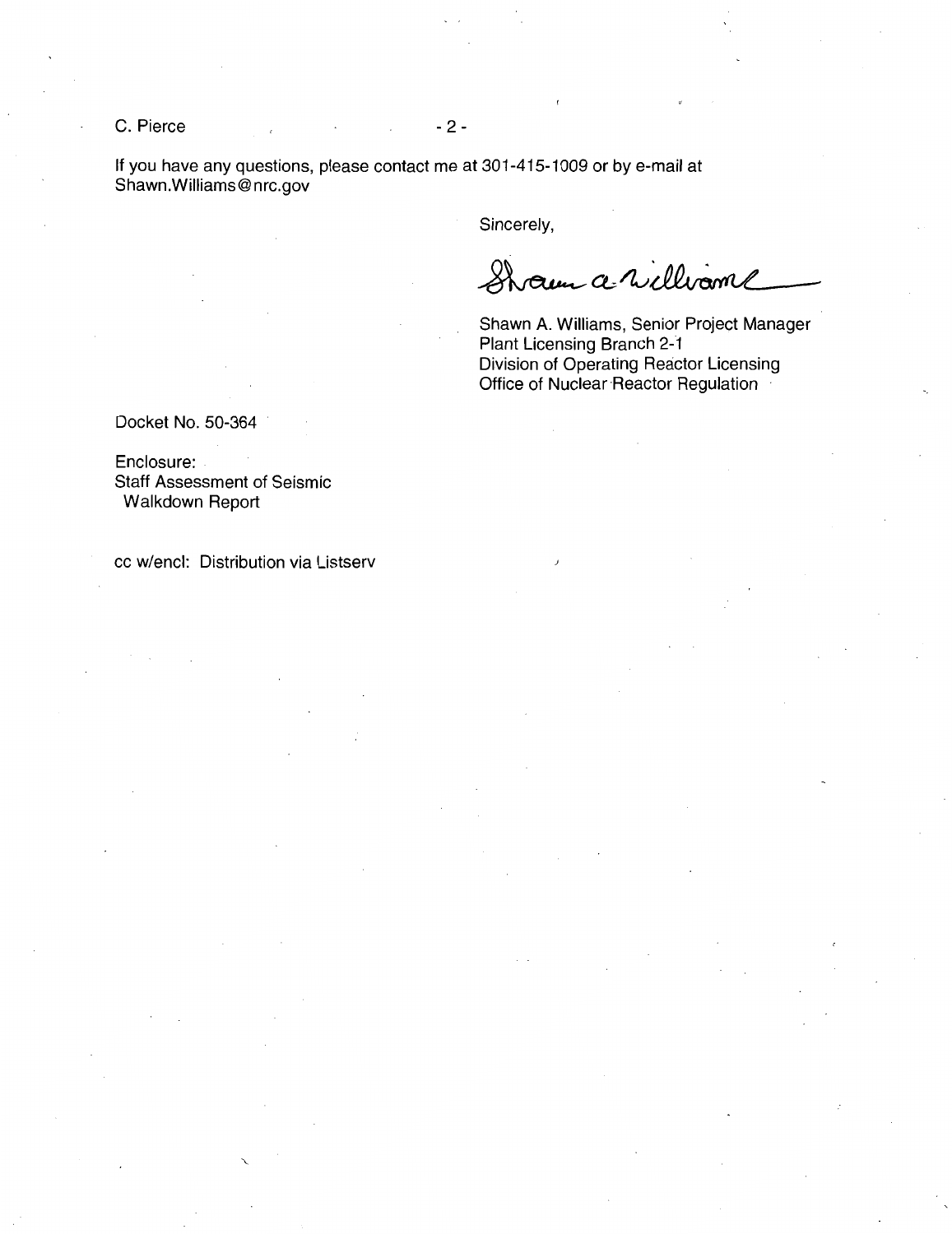If you have any questions, please contact me at 301-415-1009 or by e-mail at Shawn.Williams@nrc.gov

Sincerely,

Shawn A. Williams, Senior Project Manager
Plant Licensing Branch 2-1
Division of Operating Reactor Licensing
Office of Nuclear Reactor Regulation

Docket No. 50-364

Enclosure:
Staff Assessment of Seismic
Walkdown Report

cc w/encl: Distribution via Listserv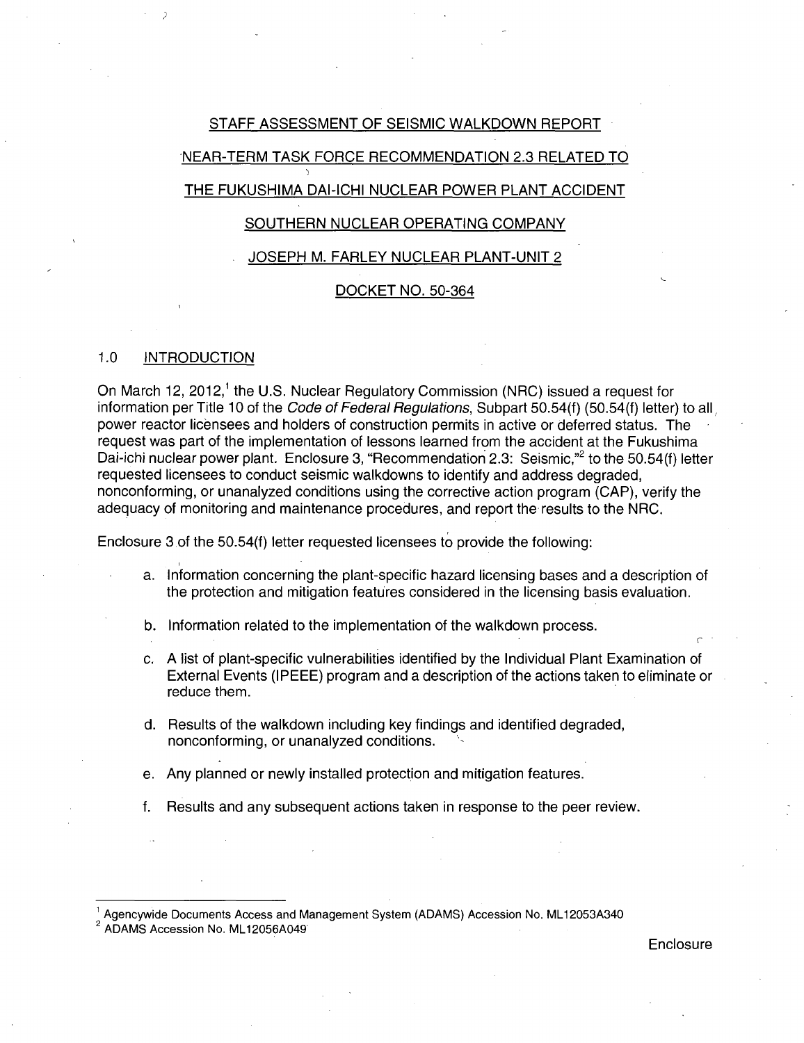# STAFF ASSESSMENT OF SEISMIC WALKDOWN REPORT

# NEAR-TERM TASK FORCE RECOMMENDATION 2.3 RELATED TO

# THE FUKUSHIMA DAI-ICHI NUCLEAR POWER PLANT ACCIDENT

# SOUTHERN NUCLEAR OPERATING COMPANY

# JOSEPH M. FARLEY NUCLEAR PLANT-UNIT 2

# DOCKET NO. 50-364

## 1.0 INTRODUCTION

On March 12, 2012,[1] the U.S. Nuclear Regulatory Commission (NRC) issued a request for information per Title 10 of the *Code of Federal Regulations*, Subpart 50.54(f) (50.54(f) letter) to all power reactor licensees and holders of construction permits in active or deferred status. The request was part of the implementation of lessons learned from the accident at the Fukushima Dai-ichi nuclear power plant. Enclosure 3, "Recommendation 2.3: Seismic,"[2] to the 50.54(f) letter requested licensees to conduct seismic walkdowns to identify and address degraded, nonconforming, or unanalyzed conditions using the corrective action program (CAP), verify the adequacy of monitoring and maintenance procedures, and report the results to the NRC.

Enclosure 3 of the 50.54(f) letter requested licensees to provide the following:

a. Information concerning the plant-specific hazard licensing bases and a description of the protection and mitigation features considered in the licensing basis evaluation.

b. Information related to the implementation of the walkdown process.

c. A list of plant-specific vulnerabilities identified by the Individual Plant Examination of External Events (IPEEE) program and a description of the actions taken to eliminate or reduce them.

d. Results of the walkdown including key findings and identified degraded, nonconforming, or unanalyzed conditions.

e. Any planned or newly installed protection and mitigation features.

f. Results and any subsequent actions taken in response to the peer review.

---

[1] Agencywide Documents Access and Management System (ADAMS) Accession No. ML12053A340

[2] ADAMS Accession No. ML12056A049

Enclosure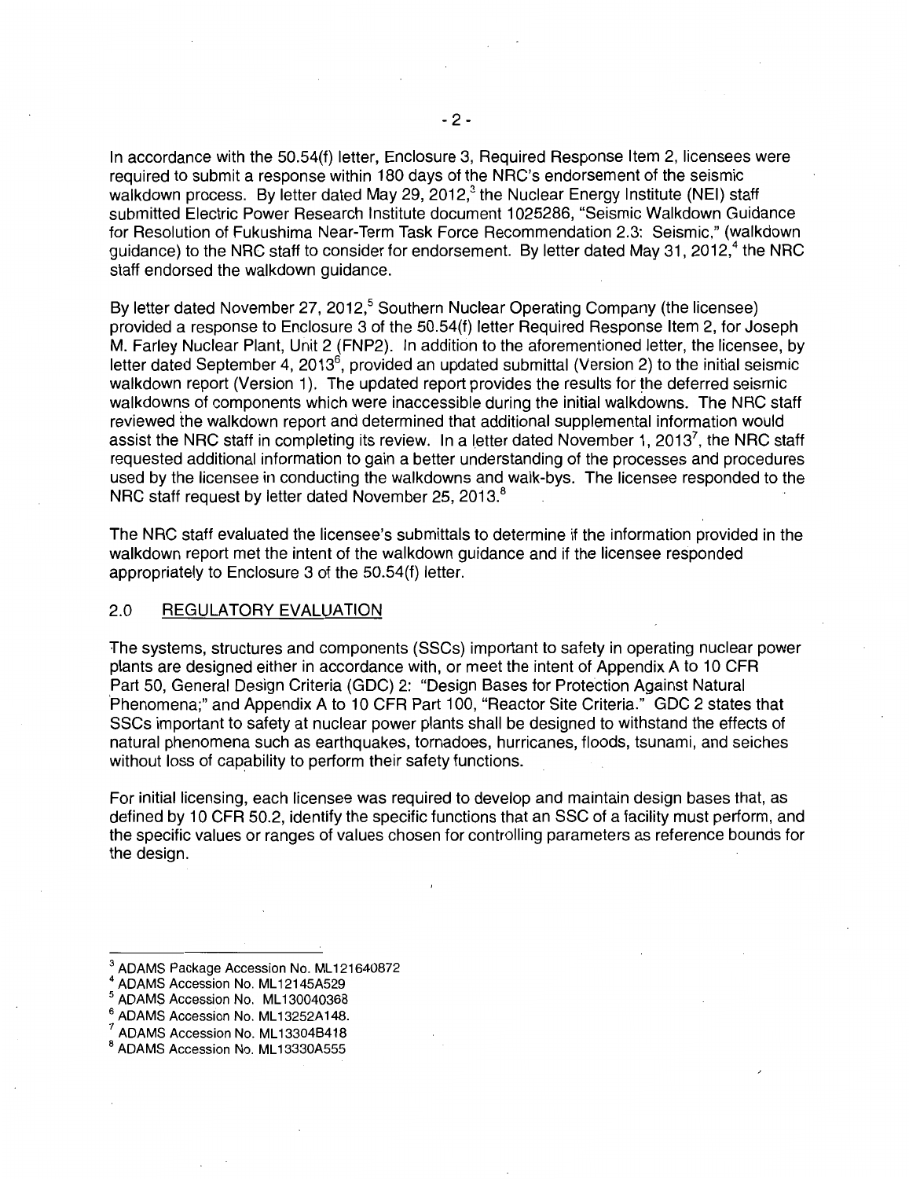In accordance with the 50.54(f) letter, Enclosure 3, Required Response Item 2, licensees were required to submit a response within 180 days of the NRC's endorsement of the seismic walkdown process. By letter dated May 29, 2012,[3] the Nuclear Energy Institute (NEI) staff submitted Electric Power Research Institute document 1025286, "Seismic Walkdown Guidance for Resolution of Fukushima Near-Term Task Force Recommendation 2.3: Seismic," (walkdown guidance) to the NRC staff to consider for endorsement. By letter dated May 31, 2012,[4] the NRC staff endorsed the walkdown guidance.

By letter dated November 27, 2012,[5] Southern Nuclear Operating Company (the licensee) provided a response to Enclosure 3 of the 50.54(f) letter Required Response Item 2, for Joseph M. Farley Nuclear Plant, Unit 2 (FNP2). In addition to the aforementioned letter, the licensee, by letter dated September 4, 2013[6], provided an updated submittal (Version 2) to the initial seismic walkdown report (Version 1). The updated report provides the results for the deferred seismic walkdowns of components which were inaccessible during the initial walkdowns. The NRC staff reviewed the walkdown report and determined that additional supplemental information would assist the NRC staff in completing its review. In a letter dated November 1, 2013[7], the NRC staff requested additional information to gain a better understanding of the processes and procedures used by the licensee in conducting the walkdowns and walk-bys. The licensee responded to the NRC staff request by letter dated November 25, 2013.[8]

The NRC staff evaluated the licensee's submittals to determine if the information provided in the walkdown report met the intent of the walkdown guidance and if the licensee responded appropriately to Enclosure 3 of the 50.54(f) letter.

## 2.0 REGULATORY EVALUATION

The systems, structures and components (SSCs) important to safety in operating nuclear power plants are designed either in accordance with, or meet the intent of Appendix A to 10 CFR Part 50, General Design Criteria (GDC) 2: "Design Bases for Protection Against Natural Phenomena;" and Appendix A to 10 CFR Part 100, "Reactor Site Criteria." GDC 2 states that SSCs important to safety at nuclear power plants shall be designed to withstand the effects of natural phenomena such as earthquakes, tornadoes, hurricanes, floods, tsunami, and seiches without loss of capability to perform their safety functions.

For initial licensing, each licensee was required to develop and maintain design bases that, as defined by 10 CFR 50.2, identify the specific functions that an SSC of a facility must perform, and the specific values or ranges of values chosen for controlling parameters as reference bounds for the design.

---

[3] ADAMS Package Accession No. ML121640872

[4] ADAMS Accession No. ML12145A529

[5] ADAMS Accession No. ML130040368

[6] ADAMS Accession No. ML13252A148.

[7] ADAMS Accession No. ML13304B418

[8] ADAMS Accession No. ML13330A555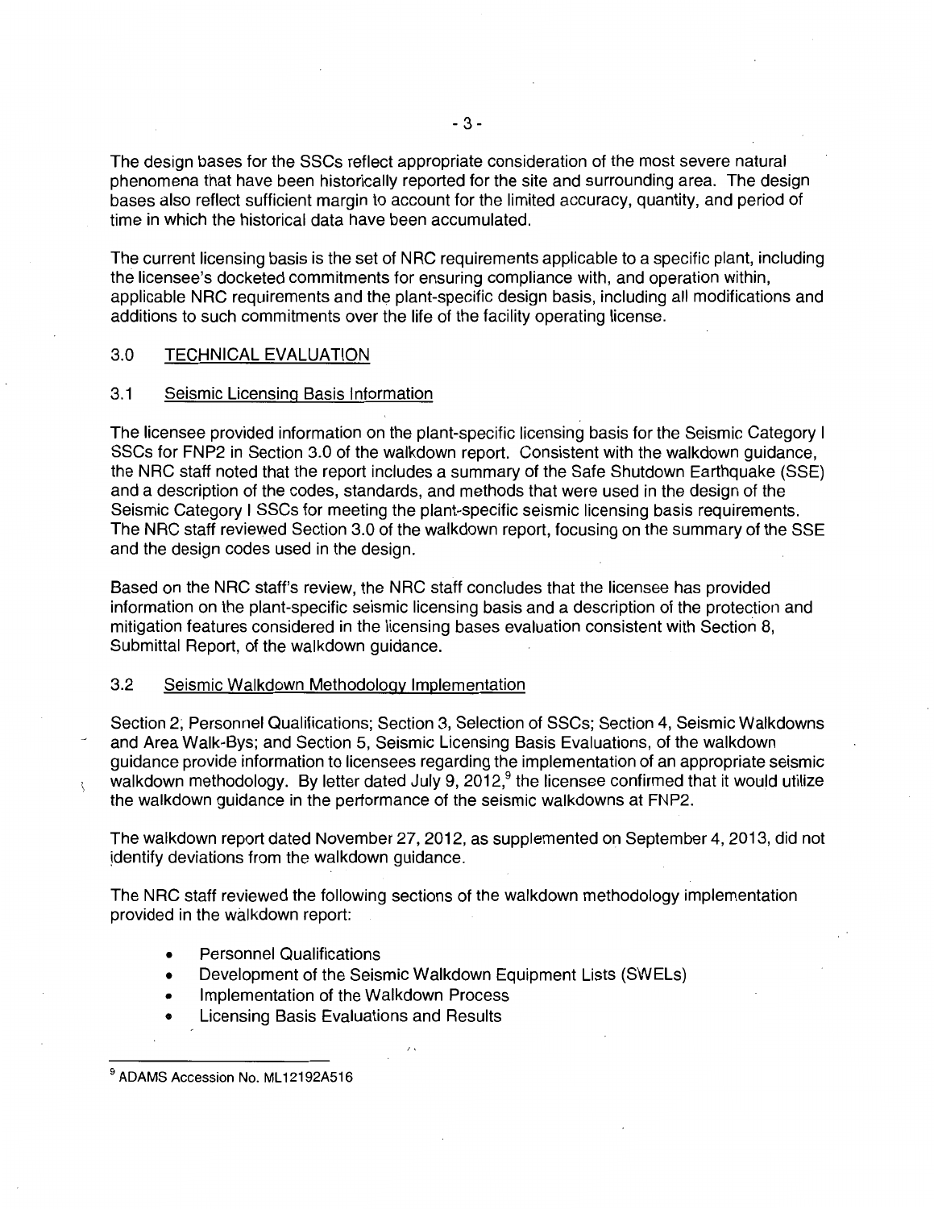The design bases for the SSCs reflect appropriate consideration of the most severe natural phenomena that have been historically reported for the site and surrounding area. The design bases also reflect sufficient margin to account for the limited accuracy, quantity, and period of time in which the historical data have been accumulated.

The current licensing basis is the set of NRC requirements applicable to a specific plant, including the licensee's docketed commitments for ensuring compliance with, and operation within, applicable NRC requirements and the plant-specific design basis, including all modifications and additions to such commitments over the life of the facility operating license.

## 3.0 TECHNICAL EVALUATION

### 3.1 Seismic Licensing Basis Information

The licensee provided information on the plant-specific licensing basis for the Seismic Category I SSCs for FNP2 in Section 3.0 of the walkdown report. Consistent with the walkdown guidance, the NRC staff noted that the report includes a summary of the Safe Shutdown Earthquake (SSE) and a description of the codes, standards, and methods that were used in the design of the Seismic Category I SSCs for meeting the plant-specific seismic licensing basis requirements. The NRC staff reviewed Section 3.0 of the walkdown report, focusing on the summary of the SSE and the design codes used in the design.

Based on the NRC staff's review, the NRC staff concludes that the licensee has provided information on the plant-specific seismic licensing basis and a description of the protection and mitigation features considered in the licensing bases evaluation consistent with Section 8, Submittal Report, of the walkdown guidance.

### 3.2 Seismic Walkdown Methodology Implementation

Section 2, Personnel Qualifications; Section 3, Selection of SSCs; Section 4, Seismic Walkdowns and Area Walk-Bys; and Section 5, Seismic Licensing Basis Evaluations, of the walkdown guidance provide information to licensees regarding the implementation of an appropriate seismic walkdown methodology. By letter dated July 9, 2012,[9] the licensee confirmed that it would utilize the walkdown guidance in the performance of the seismic walkdowns at FNP2.

The walkdown report dated November 27, 2012, as supplemented on September 4, 2013, did not identify deviations from the walkdown guidance.

The NRC staff reviewed the following sections of the walkdown methodology implementation provided in the walkdown report:

- Personnel Qualifications
- Development of the Seismic Walkdown Equipment Lists (SWELs)
- Implementation of the Walkdown Process
- Licensing Basis Evaluations and Results

---

[9] ADAMS Accession No. ML12192A516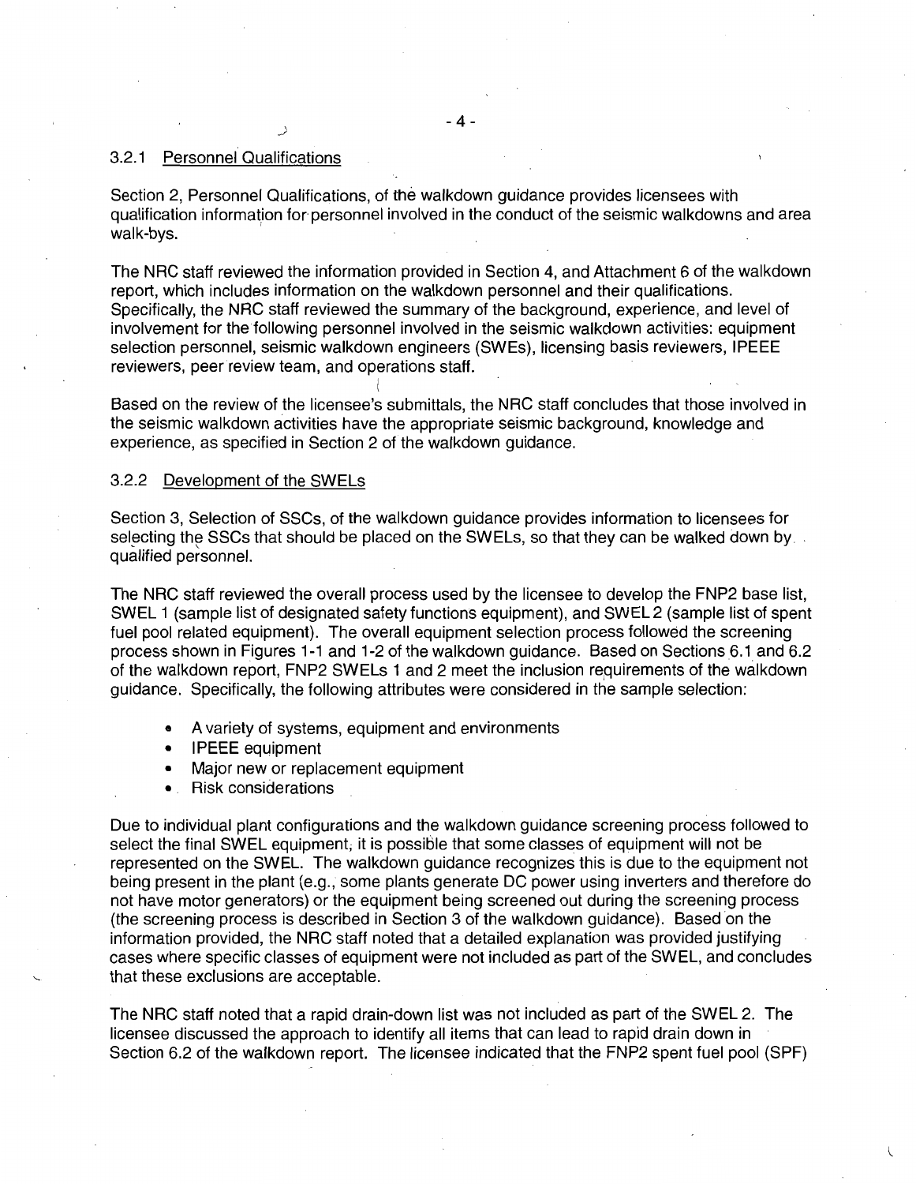### 3.2.1 Personnel Qualifications

Section 2, Personnel Qualifications, of the walkdown guidance provides licensees with qualification information for personnel involved in the conduct of the seismic walkdowns and area walk-bys.

The NRC staff reviewed the information provided in Section 4, and Attachment 6 of the walkdown report, which includes information on the walkdown personnel and their qualifications. Specifically, the NRC staff reviewed the summary of the background, experience, and level of involvement for the following personnel involved in the seismic walkdown activities: equipment selection personnel, seismic walkdown engineers (SWEs), licensing basis reviewers, IPEEE reviewers, peer review team, and operations staff.

Based on the review of the licensee's submittals, the NRC staff concludes that those involved in the seismic walkdown activities have the appropriate seismic background, knowledge and experience, as specified in Section 2 of the walkdown guidance.

### 3.2.2 Development of the SWELs

Section 3, Selection of SSCs, of the walkdown guidance provides information to licensees for selecting the SSCs that should be placed on the SWELs, so that they can be walked down by qualified personnel.

The NRC staff reviewed the overall process used by the licensee to develop the FNP2 base list, SWEL 1 (sample list of designated safety functions equipment), and SWEL 2 (sample list of spent fuel pool related equipment). The overall equipment selection process followed the screening process shown in Figures 1-1 and 1-2 of the walkdown guidance. Based on Sections 6.1 and 6.2 of the walkdown report, FNP2 SWELs 1 and 2 meet the inclusion requirements of the walkdown guidance. Specifically, the following attributes were considered in the sample selection:

- A variety of systems, equipment and environments
- IPEEE equipment
- Major new or replacement equipment
- Risk considerations

Due to individual plant configurations and the walkdown guidance screening process followed to select the final SWEL equipment, it is possible that some classes of equipment will not be represented on the SWEL. The walkdown guidance recognizes this is due to the equipment not being present in the plant (e.g., some plants generate DC power using inverters and therefore do not have motor generators) or the equipment being screened out during the screening process (the screening process is described in Section 3 of the walkdown guidance). Based on the information provided, the NRC staff noted that a detailed explanation was provided justifying cases where specific classes of equipment were not included as part of the SWEL, and concludes that these exclusions are acceptable.

The NRC staff noted that a rapid drain-down list was not included as part of the SWEL 2. The licensee discussed the approach to identify all items that can lead to rapid drain down in Section 6.2 of the walkdown report. The licensee indicated that the FNP2 spent fuel pool (SPF)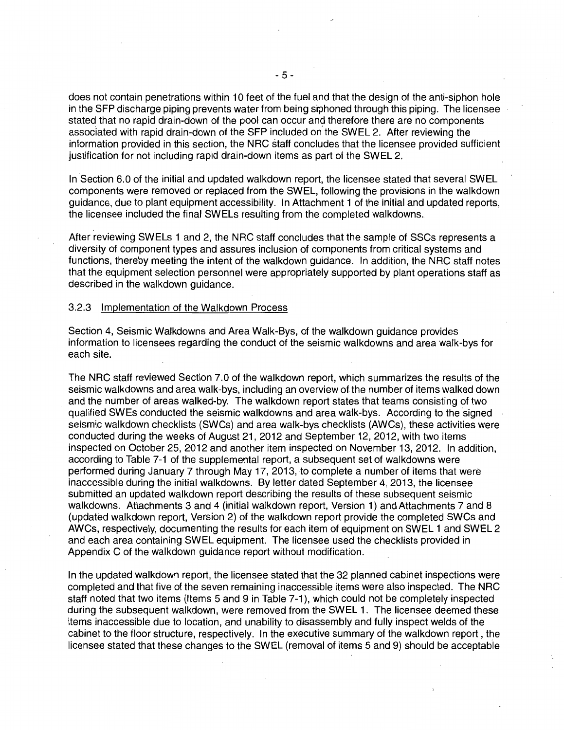does not contain penetrations within 10 feet of the fuel and that the design of the anti-siphon hole in the SFP discharge piping prevents water from being siphoned through this piping. The licensee stated that no rapid drain-down of the pool can occur and therefore there are no components associated with rapid drain-down of the SFP included on the SWEL 2. After reviewing the information provided in this section, the NRC staff concludes that the licensee provided sufficient justification for not including rapid drain-down items as part of the SWEL 2.

In Section 6.0 of the initial and updated walkdown report, the licensee stated that several SWEL components were removed or replaced from the SWEL, following the provisions in the walkdown guidance, due to plant equipment accessibility. In Attachment 1 of the initial and updated reports, the licensee included the final SWELs resulting from the completed walkdowns.

After reviewing SWELs 1 and 2, the NRC staff concludes that the sample of SSCs represents a diversity of component types and assures inclusion of components from critical systems and functions, thereby meeting the intent of the walkdown guidance. In addition, the NRC staff notes that the equipment selection personnel were appropriately supported by plant operations staff as described in the walkdown guidance.

### 3.2.3 Implementation of the Walkdown Process

Section 4, Seismic Walkdowns and Area Walk-Bys, of the walkdown guidance provides information to licensees regarding the conduct of the seismic walkdowns and area walk-bys for each site.

The NRC staff reviewed Section 7.0 of the walkdown report, which summarizes the results of the seismic walkdowns and area walk-bys, including an overview of the number of items walked down and the number of areas walked-by. The walkdown report states that teams consisting of two qualified SWEs conducted the seismic walkdowns and area walk-bys. According to the signed seismic walkdown checklists (SWCs) and area walk-bys checklists (AWCs), these activities were conducted during the weeks of August 21, 2012 and September 12, 2012, with two items inspected on October 25, 2012 and another item inspected on November 13, 2012. In addition, according to Table 7-1 of the supplemental report, a subsequent set of walkdowns were performed during January 7 through May 17, 2013, to complete a number of items that were inaccessible during the initial walkdowns. By letter dated September 4, 2013, the licensee submitted an updated walkdown report describing the results of these subsequent seismic walkdowns. Attachments 3 and 4 (initial walkdown report, Version 1) and Attachments 7 and 8 (updated walkdown report, Version 2) of the walkdown report provide the completed SWCs and AWCs, respectively, documenting the results for each item of equipment on SWEL 1 and SWEL 2 and each area containing SWEL equipment. The licensee used the checklists provided in Appendix C of the walkdown guidance report without modification.

In the updated walkdown report, the licensee stated that the 32 planned cabinet inspections were completed and that five of the seven remaining inaccessible items were also inspected. The NRC staff noted that two items (Items 5 and 9 in Table 7-1), which could not be completely inspected during the subsequent walkdown, were removed from the SWEL 1. The licensee deemed these items inaccessible due to location, and unability to disassembly and fully inspect welds of the cabinet to the floor structure, respectively. In the executive summary of the walkdown report, the licensee stated that these changes to the SWEL (removal of items 5 and 9) should be acceptable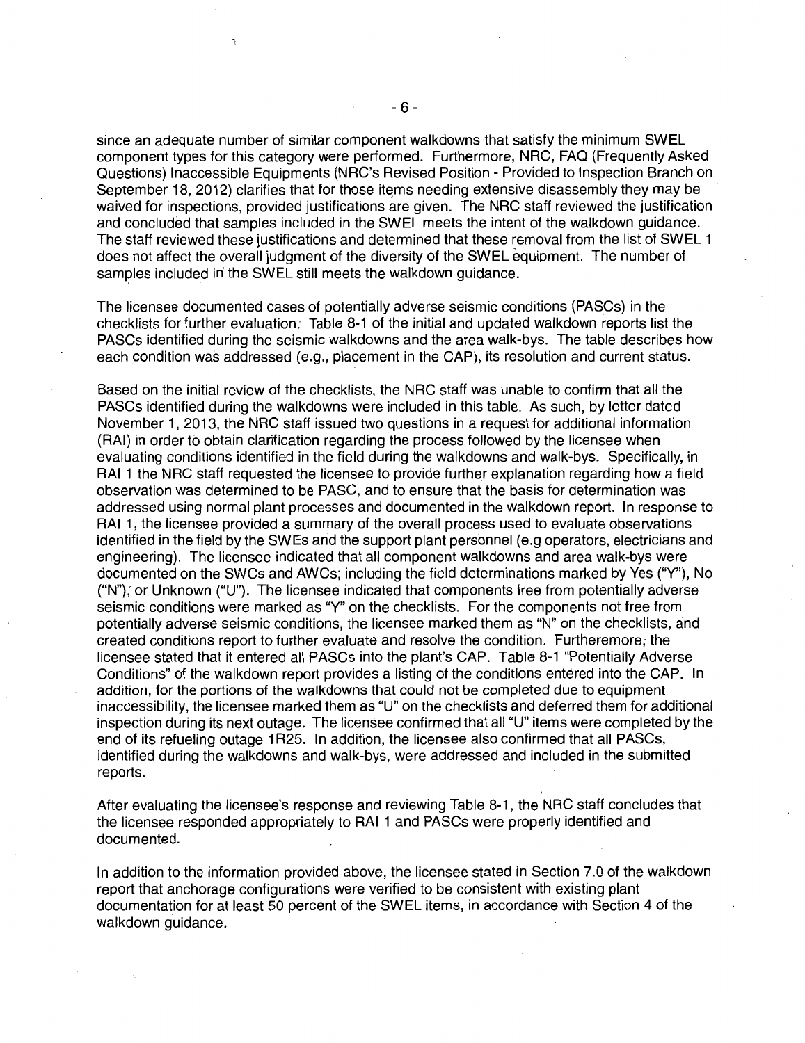since an adequate number of similar component walkdowns that satisfy the minimum SWEL component types for this category were performed. Furthermore, NRC, FAQ (Frequently Asked Questions) Inaccessible Equipments (NRC's Revised Position - Provided to Inspection Branch on September 18, 2012) clarifies that for those items needing extensive disassembly they may be waived for inspections, provided justifications are given. The NRC staff reviewed the justification and concluded that samples included in the SWEL meets the intent of the walkdown guidance. The staff reviewed these justifications and determined that these removal from the list of SWEL 1 does not affect the overall judgment of the diversity of the SWEL equipment. The number of samples included in the SWEL still meets the walkdown guidance.

The licensee documented cases of potentially adverse seismic conditions (PASCs) in the checklists for further evaluation. Table 8-1 of the initial and updated walkdown reports list the PASCs identified during the seismic walkdowns and the area walk-bys. The table describes how each condition was addressed (e.g., placement in the CAP), its resolution and current status.

Based on the initial review of the checklists, the NRC staff was unable to confirm that all the PASCs identified during the walkdowns were included in this table. As such, by letter dated November 1, 2013, the NRC staff issued two questions in a request for additional information (RAI) in order to obtain clarification regarding the process followed by the licensee when evaluating conditions identified in the field during the walkdowns and walk-bys. Specifically, in RAI 1 the NRC staff requested the licensee to provide further explanation regarding how a field observation was determined to be PASC, and to ensure that the basis for determination was addressed using normal plant processes and documented in the walkdown report. In response to RAI 1, the licensee provided a summary of the overall process used to evaluate observations identified in the field by the SWEs and the support plant personnel (e.g operators, electricians and engineering). The licensee indicated that all component walkdowns and area walk-bys were documented on the SWCs and AWCs; including the field determinations marked by Yes ("Y"), No ("N"), or Unknown ("U"). The licensee indicated that components free from potentially adverse seismic conditions were marked as "Y" on the checklists. For the components not free from potentially adverse seismic conditions, the licensee marked them as "N" on the checklists, and created conditions report to further evaluate and resolve the condition. Furtheremore, the licensee stated that it entered all PASCs into the plant's CAP. Table 8-1 "Potentially Adverse Conditions" of the walkdown report provides a listing of the conditions entered into the CAP. In addition, for the portions of the walkdowns that could not be completed due to equipment inaccessibility, the licensee marked them as "U" on the checklists and deferred them for additional inspection during its next outage. The licensee confirmed that all "U" items were completed by the end of its refueling outage 1R25. In addition, the licensee also confirmed that all PASCs, identified during the walkdowns and walk-bys, were addressed and included in the submitted reports.

After evaluating the licensee's response and reviewing Table 8-1, the NRC staff concludes that the licensee responded appropriately to RAI 1 and PASCs were properly identified and documented.

In addition to the information provided above, the licensee stated in Section 7.0 of the walkdown report that anchorage configurations were verified to be consistent with existing plant documentation for at least 50 percent of the SWEL items, in accordance with Section 4 of the walkdown guidance.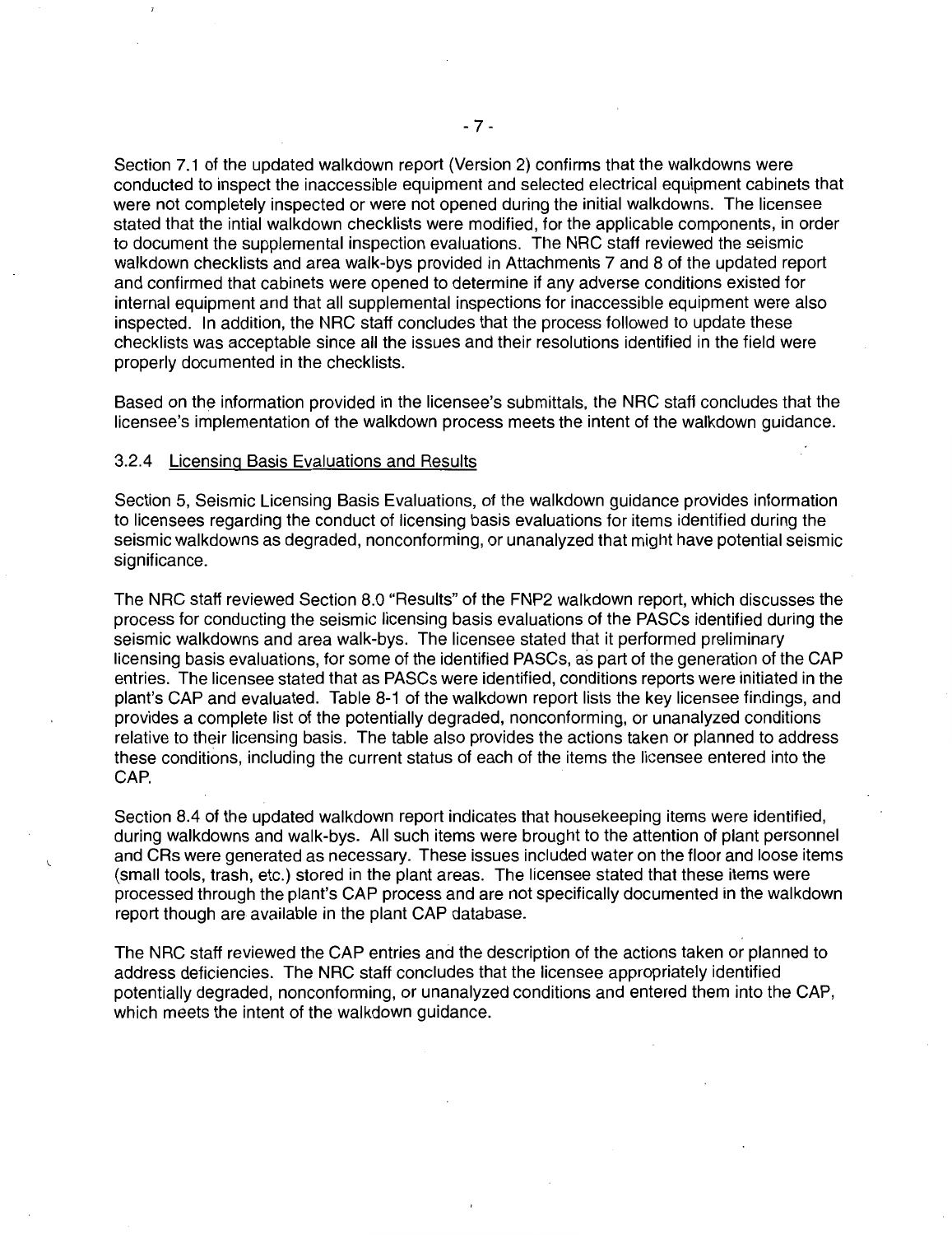Section 7.1 of the updated walkdown report (Version 2) confirms that the walkdowns were conducted to inspect the inaccessible equipment and selected electrical equipment cabinets that were not completely inspected or were not opened during the initial walkdowns. The licensee stated that the intial walkdown checklists were modified, for the applicable components, in order to document the supplemental inspection evaluations. The NRC staff reviewed the seismic walkdown checklists and area walk-bys provided in Attachments 7 and 8 of the updated report and confirmed that cabinets were opened to determine if any adverse conditions existed for internal equipment and that all supplemental inspections for inaccessible equipment were also inspected. In addition, the NRC staff concludes that the process followed to update these checklists was acceptable since all the issues and their resolutions identified in the field were properly documented in the checklists.

Based on the information provided in the licensee's submittals, the NRC staff concludes that the licensee's implementation of the walkdown process meets the intent of the walkdown guidance.

### 3.2.4 Licensing Basis Evaluations and Results

Section 5, Seismic Licensing Basis Evaluations, of the walkdown guidance provides information to licensees regarding the conduct of licensing basis evaluations for items identified during the seismic walkdowns as degraded, nonconforming, or unanalyzed that might have potential seismic significance.

The NRC staff reviewed Section 8.0 "Results" of the FNP2 walkdown report, which discusses the process for conducting the seismic licensing basis evaluations of the PASCs identified during the seismic walkdowns and area walk-bys. The licensee stated that it performed preliminary licensing basis evaluations, for some of the identified PASCs, as part of the generation of the CAP entries. The licensee stated that as PASCs were identified, conditions reports were initiated in the plant's CAP and evaluated. Table 8-1 of the walkdown report lists the key licensee findings, and provides a complete list of the potentially degraded, nonconforming, or unanalyzed conditions relative to their licensing basis. The table also provides the actions taken or planned to address these conditions, including the current status of each of the items the licensee entered into the CAP.

Section 8.4 of the updated walkdown report indicates that housekeeping items were identified, during walkdowns and walk-bys. All such items were brought to the attention of plant personnel and CRs were generated as necessary. These issues included water on the floor and loose items (small tools, trash, etc.) stored in the plant areas. The licensee stated that these items were processed through the plant's CAP process and are not specifically documented in the walkdown report though are available in the plant CAP database.

The NRC staff reviewed the CAP entries and the description of the actions taken or planned to address deficiencies. The NRC staff concludes that the licensee appropriately identified potentially degraded, nonconforming, or unanalyzed conditions and entered them into the CAP, which meets the intent of the walkdown guidance.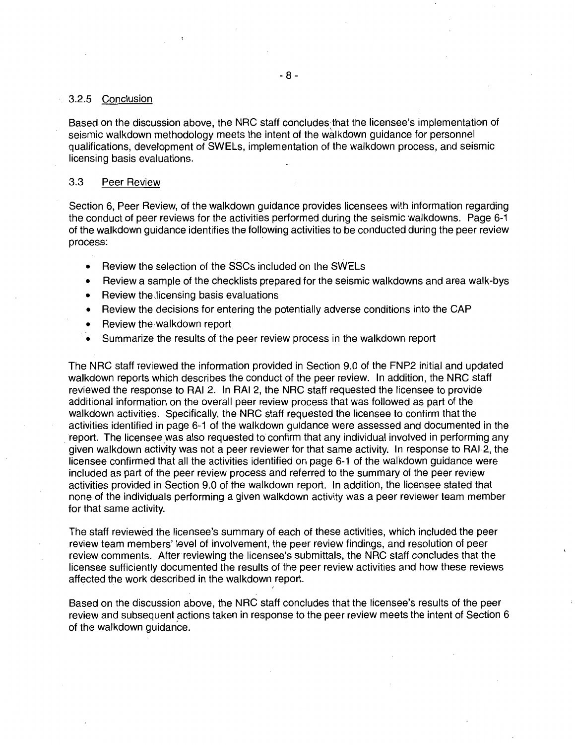### 3.2.5 Conclusion

Based on the discussion above, the NRC staff concludes that the licensee's implementation of seismic walkdown methodology meets the intent of the walkdown guidance for personnel qualifications, development of SWELs, implementation of the walkdown process, and seismic licensing basis evaluations.

## 3.3 Peer Review

Section 6, Peer Review, of the walkdown guidance provides licensees with information regarding the conduct of peer reviews for the activities performed during the seismic walkdowns. Page 6-1 of the walkdown guidance identifies the following activities to be conducted during the peer review process:

- Review the selection of the SSCs included on the SWELs
- Review a sample of the checklists prepared for the seismic walkdowns and area walk-bys
- Review the licensing basis evaluations
- Review the decisions for entering the potentially adverse conditions into the CAP
- Review the walkdown report
- Summarize the results of the peer review process in the walkdown report

The NRC staff reviewed the information provided in Section 9.0 of the FNP2 initial and updated walkdown reports which describes the conduct of the peer review. In addition, the NRC staff reviewed the response to RAI 2. In RAI 2, the NRC staff requested the licensee to provide additional information on the overall peer review process that was followed as part of the walkdown activities. Specifically, the NRC staff requested the licensee to confirm that the activities identified in page 6-1 of the walkdown guidance were assessed and documented in the report. The licensee was also requested to confirm that any individual involved in performing any given walkdown activity was not a peer reviewer for that same activity. In response to RAI 2, the licensee confirmed that all the activities identified on page 6-1 of the walkdown guidance were included as part of the peer review process and referred to the summary of the peer review activities provided in Section 9.0 of the walkdown report. In addition, the licensee stated that none of the individuals performing a given walkdown activity was a peer reviewer team member for that same activity.

The staff reviewed the licensee's summary of each of these activities, which included the peer review team members' level of involvement, the peer review findings, and resolution of peer review comments. After reviewing the licensee's submittals, the NRC staff concludes that the licensee sufficiently documented the results of the peer review activities and how these reviews affected the work described in the walkdown report.

Based on the discussion above, the NRC staff concludes that the licensee's results of the peer review and subsequent actions taken in response to the peer review meets the intent of Section 6 of the walkdown guidance.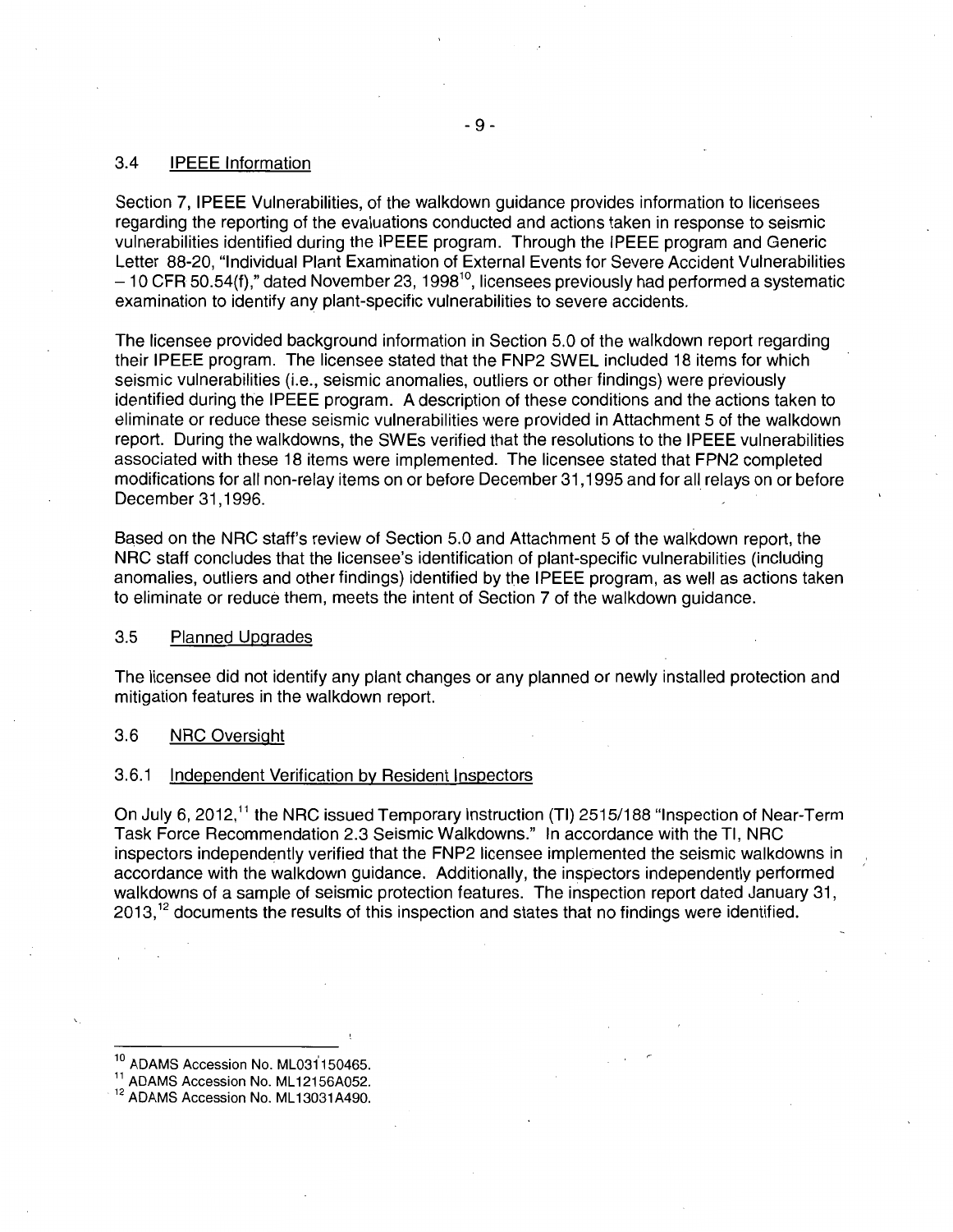### 3.4 IPEEE Information

Section 7, IPEEE Vulnerabilities, of the walkdown guidance provides information to licensees regarding the reporting of the evaluations conducted and actions taken in response to seismic vulnerabilities identified during the IPEEE program. Through the IPEEE program and Generic Letter 88-20, "Individual Plant Examination of External Events for Severe Accident Vulnerabilities – 10 CFR 50.54(f)," dated November 23, 1998[10], licensees previously had performed a systematic examination to identify any plant-specific vulnerabilities to severe accidents.

The licensee provided background information in Section 5.0 of the walkdown report regarding their IPEEE program. The licensee stated that the FNP2 SWEL included 18 items for which seismic vulnerabilities (i.e., seismic anomalies, outliers or other findings) were previously identified during the IPEEE program. A description of these conditions and the actions taken to eliminate or reduce these seismic vulnerabilities were provided in Attachment 5 of the walkdown report. During the walkdowns, the SWEs verified that the resolutions to the IPEEE vulnerabilities associated with these 18 items were implemented. The licensee stated that FPN2 completed modifications for all non-relay items on or before December 31,1995 and for all relays on or before December 31,1996.

Based on the NRC staff's review of Section 5.0 and Attachment 5 of the walkdown report, the NRC staff concludes that the licensee's identification of plant-specific vulnerabilities (including anomalies, outliers and other findings) identified by the IPEEE program, as well as actions taken to eliminate or reduce them, meets the intent of Section 7 of the walkdown guidance.

### 3.5 Planned Upgrades

The licensee did not identify any plant changes or any planned or newly installed protection and mitigation features in the walkdown report.

### 3.6 NRC Oversight

#### 3.6.1 Independent Verification by Resident Inspectors

On July 6, 2012,[11] the NRC issued Temporary Instruction (TI) 2515/188 "Inspection of Near-Term Task Force Recommendation 2.3 Seismic Walkdowns." In accordance with the TI, NRC inspectors independently verified that the FNP2 licensee implemented the seismic walkdowns in accordance with the walkdown guidance. Additionally, the inspectors independently performed walkdowns of a sample of seismic protection features. The inspection report dated January 31, 2013,[12] documents the results of this inspection and states that no findings were identified.

---

[10] ADAMS Accession No. ML031150465.

[11] ADAMS Accession No. ML12156A052.

[12] ADAMS Accession No. ML13031A490.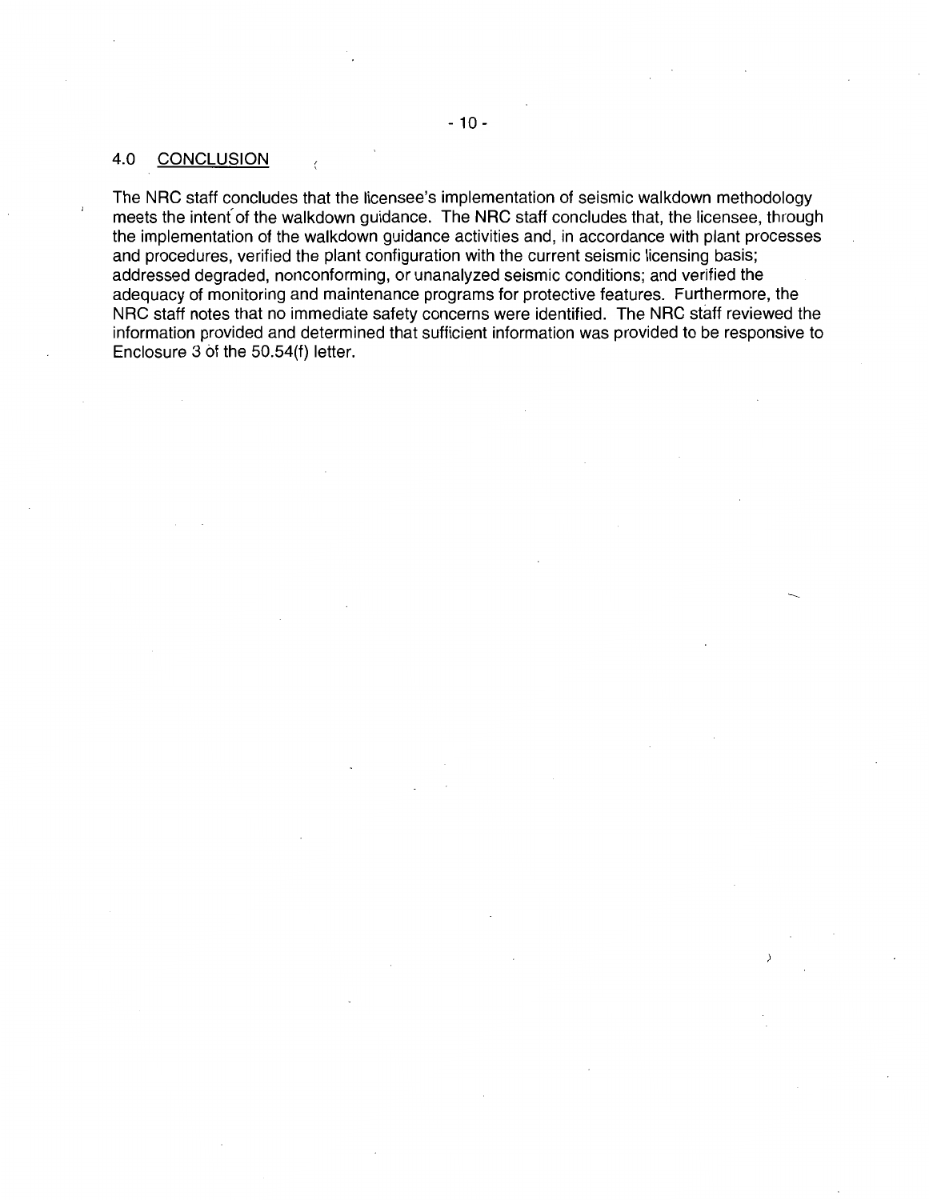## 4.0 CONCLUSION

The NRC staff concludes that the licensee's implementation of seismic walkdown methodology meets the intent of the walkdown guidance. The NRC staff concludes that, the licensee, through the implementation of the walkdown guidance activities and, in accordance with plant processes and procedures, verified the plant configuration with the current seismic licensing basis; addressed degraded, nonconforming, or unanalyzed seismic conditions; and verified the adequacy of monitoring and maintenance programs for protective features. Furthermore, the NRC staff notes that no immediate safety concerns were identified. The NRC staff reviewed the information provided and determined that sufficient information was provided to be responsive to Enclosure 3 of the 50.54(f) letter.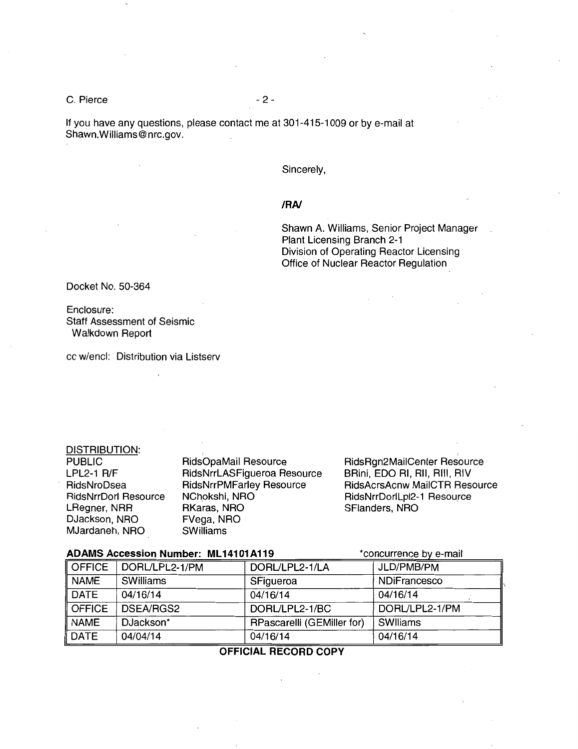If you have any questions, please contact me at 301-415-1009 or by e-mail at Shawn.Williams@nrc.gov.

Sincerely,

*/RA/*

Shawn A. Williams, Senior Project Manager
Plant Licensing Branch 2-1
Division of Operating Reactor Licensing
Office of Nuclear Reactor Regulation

Docket No. 50-364

Enclosure:
Staff Assessment of Seismic
Walkdown Report

cc w/encl: Distribution via Listserv

DISTRIBUTION:

PUBLIC
LPL2-1 R/F
RidsNroDsea
RidsNrrDorl Resource
LRegner, NRR
DJackson, NRO
MJardaneh, NRO
RidsOpaMail Resource
RidsNrrLASFigueroa Resource
RidsNrrPMFarley Resource
NChokshi, NRO
RKaras, NRO
FVega, NRO
SWilliams
RidsRgn2MailCenter Resource
BRini, EDO RI, RII, RIII, RIV
RidsAcrsAcnw MailCTR Resource
RidsNrrDorlLpl2-1 Resource
SFlanders, NRO

**ADAMS Accession Number: ML14101A119** \*concurrence by e-mail

| | | | |
|---|---|---|---|
| OFFICE | DORL/LPL2-1/PM | DORL/LPL2-1/LA | JLD/PMB/PM |
| NAME | SWilliams | SFigueroa | NDiFrancesco |
| DATE | 04/16/14 | 04/16/14 | 04/16/14 |
| OFFICE | DSEA/RGS2 | DORL/LPL2-1/BC | DORL/LPL2-1/PM |
| NAME | DJackson* | RPascarelli (GEMiller for) | SWlliams |
| DATE | 04/04/14 | 04/16/14 | 04/16/14 |

**OFFICIAL RECORD COPY**